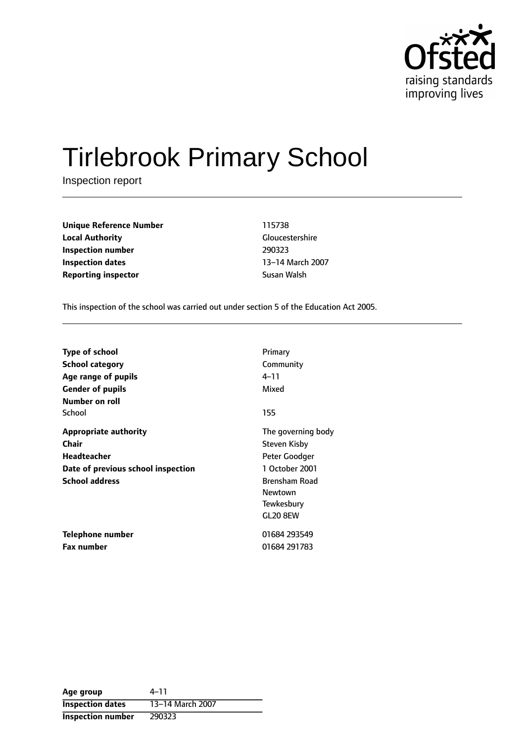Ofsted
raising standards
improving lives

# Tirlebrook Primary School

Inspection report

| | |
|---|---|
| **Unique Reference Number** | 115738 |
| **Local Authority** | Gloucestershire |
| **Inspection number** | 290323 |
| **Inspection dates** | 13–14 March 2007 |
| **Reporting inspector** | Susan Walsh |

This inspection of the school was carried out under section 5 of the Education Act 2005.

| | |
|---|---|
| **Type of school** | Primary |
| **School category** | Community |
| **Age range of pupils** | 4–11 |
| **Gender of pupils** | Mixed |
| **Number on roll** | |
| School | 155 |
| **Appropriate authority** | The governing body |
| **Chair** | Steven Kisby |
| **Headteacher** | Peter Goodger |
| **Date of previous school inspection** | 1 October 2001 |
| **School address** | Brensham Road<br>Newtown<br>Tewkesbury<br>GL20 8EW |
| **Telephone number** | 01684 293549 |
| **Fax number** | 01684 291783 |

| | |
|---|---|
| **Age group** | 4–11 |
| **Inspection dates** | 13–14 March 2007 |
| **Inspection number** | 290323 |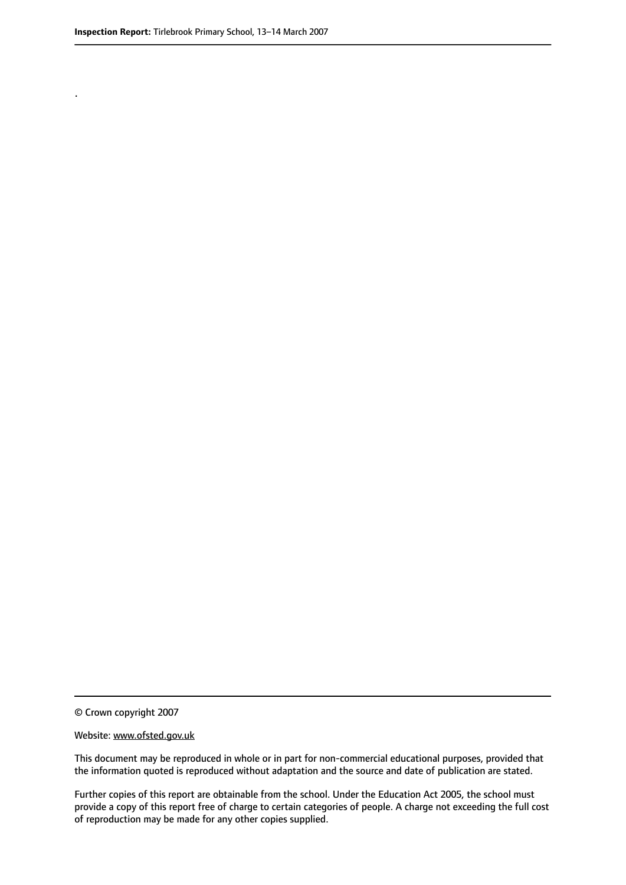.

© Crown copyright 2007

Website: www.ofsted.gov.uk

This document may be reproduced in whole or in part for non-commercial educational purposes, provided that the information quoted is reproduced without adaptation and the source and date of publication are stated.

Further copies of this report are obtainable from the school. Under the Education Act 2005, the school must provide a copy of this report free of charge to certain categories of people. A charge not exceeding the full cost of reproduction may be made for any other copies supplied.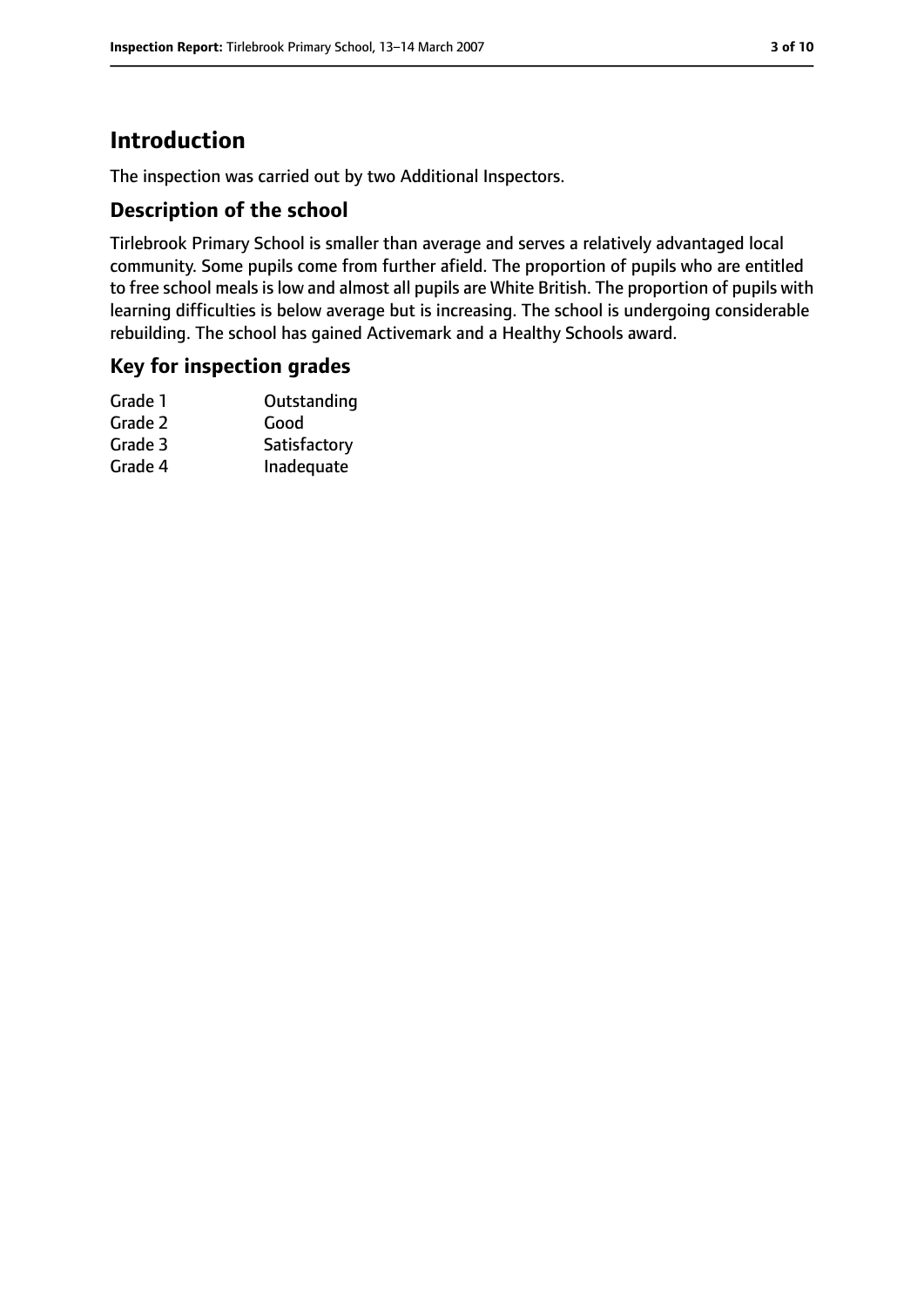# Introduction

The inspection was carried out by two Additional Inspectors.

## Description of the school

Tirlebrook Primary School is smaller than average and serves a relatively advantaged local community. Some pupils come from further afield. The proportion of pupils who are entitled to free school meals is low and almost all pupils are White British. The proportion of pupils with learning difficulties is below average but is increasing. The school is undergoing considerable rebuilding. The school has gained Activemark and a Healthy Schools award.

## Key for inspection grades

| | |
|---|---|
| Grade 1 | Outstanding |
| Grade 2 | Good |
| Grade 3 | Satisfactory |
| Grade 4 | Inadequate |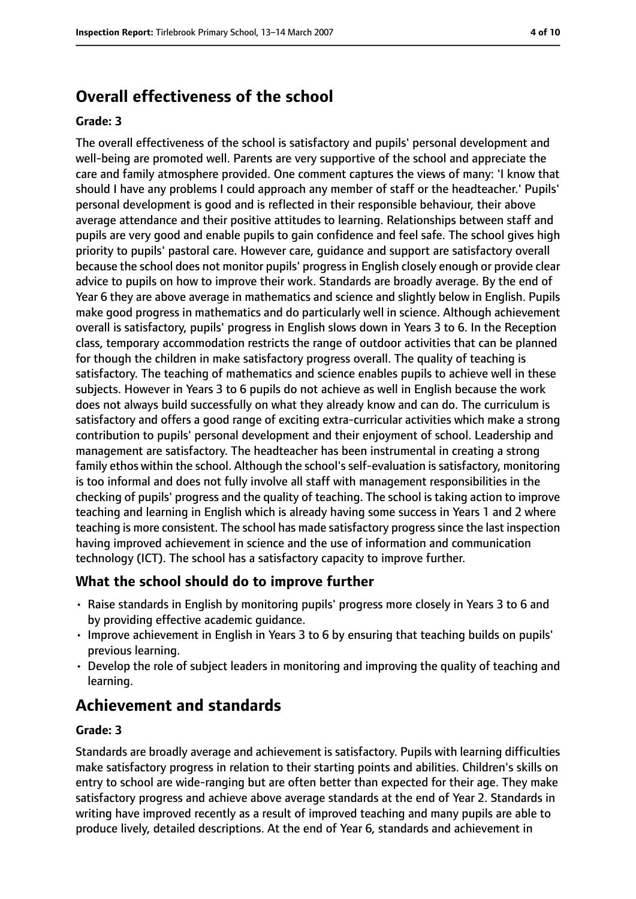## Overall effectiveness of the school

### Grade: 3

The overall effectiveness of the school is satisfactory and pupils' personal development and well-being are promoted well. Parents are very supportive of the school and appreciate the care and family atmosphere provided. One comment captures the views of many: 'I know that should I have any problems I could approach any member of staff or the headteacher.' Pupils' personal development is good and is reflected in their responsible behaviour, their above average attendance and their positive attitudes to learning. Relationships between staff and pupils are very good and enable pupils to gain confidence and feel safe. The school gives high priority to pupils' pastoral care. However care, guidance and support are satisfactory overall because the school does not monitor pupils' progress in English closely enough or provide clear advice to pupils on how to improve their work. Standards are broadly average. By the end of Year 6 they are above average in mathematics and science and slightly below in English. Pupils make good progress in mathematics and do particularly well in science. Although achievement overall is satisfactory, pupils' progress in English slows down in Years 3 to 6. In the Reception class, temporary accommodation restricts the range of outdoor activities that can be planned for though the children in make satisfactory progress overall. The quality of teaching is satisfactory. The teaching of mathematics and science enables pupils to achieve well in these subjects. However in Years 3 to 6 pupils do not achieve as well in English because the work does not always build successfully on what they already know and can do. The curriculum is satisfactory and offers a good range of exciting extra-curricular activities which make a strong contribution to pupils' personal development and their enjoyment of school. Leadership and management are satisfactory. The headteacher has been instrumental in creating a strong family ethos within the school. Although the school's self-evaluation is satisfactory, monitoring is too informal and does not fully involve all staff with management responsibilities in the checking of pupils' progress and the quality of teaching. The school is taking action to improve teaching and learning in English which is already having some success in Years 1 and 2 where teaching is more consistent. The school has made satisfactory progress since the last inspection having improved achievement in science and the use of information and communication technology (ICT). The school has a satisfactory capacity to improve further.

### What the school should do to improve further

- Raise standards in English by monitoring pupils' progress more closely in Years 3 to 6 and by providing effective academic guidance.
- Improve achievement in English in Years 3 to 6 by ensuring that teaching builds on pupils' previous learning.
- Develop the role of subject leaders in monitoring and improving the quality of teaching and learning.

## Achievement and standards

### Grade: 3

Standards are broadly average and achievement is satisfactory. Pupils with learning difficulties make satisfactory progress in relation to their starting points and abilities. Children's skills on entry to school are wide-ranging but are often better than expected for their age. They make satisfactory progress and achieve above average standards at the end of Year 2. Standards in writing have improved recently as a result of improved teaching and many pupils are able to produce lively, detailed descriptions. At the end of Year 6, standards and achievement in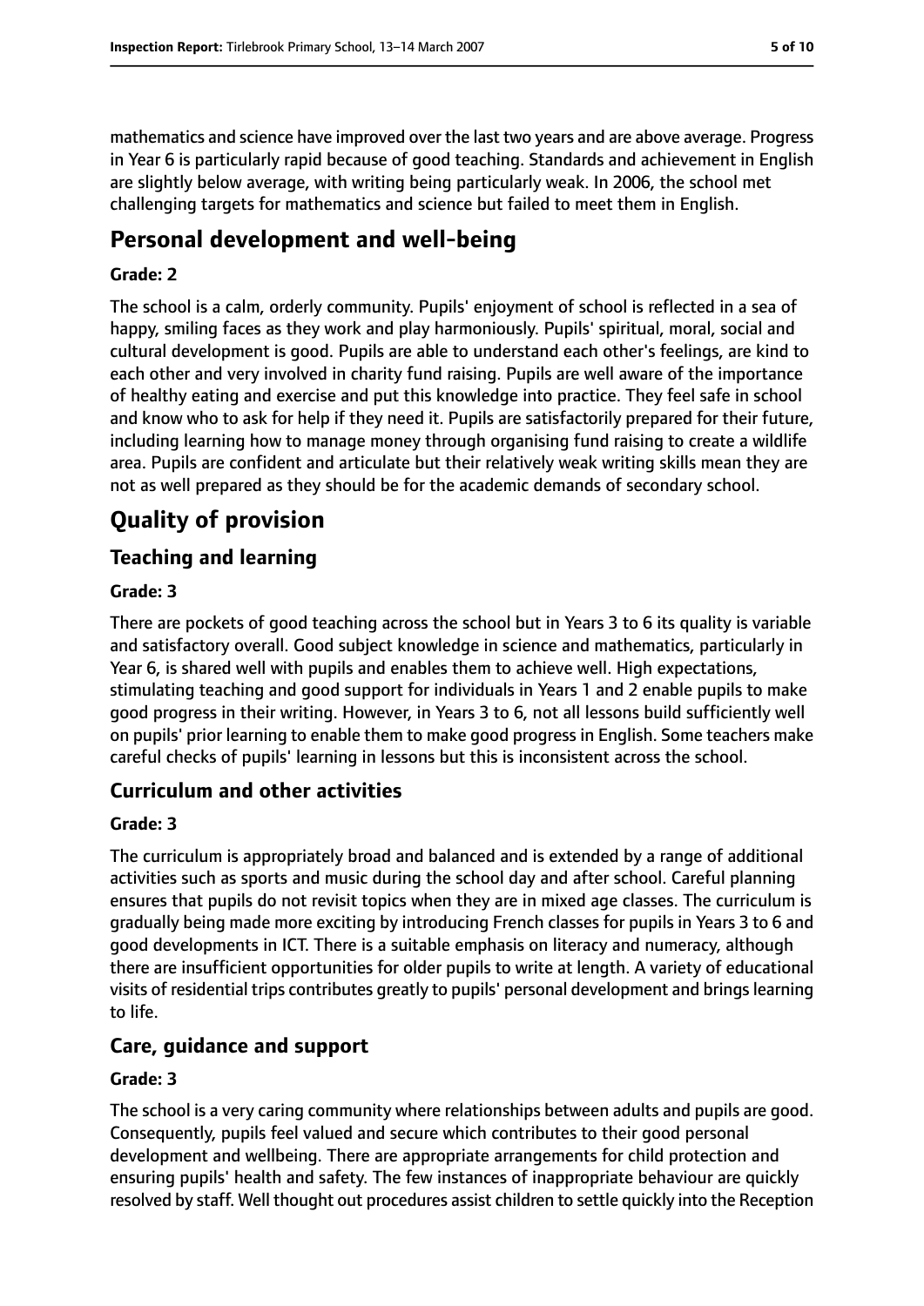mathematics and science have improved over the last two years and are above average. Progress in Year 6 is particularly rapid because of good teaching. Standards and achievement in English are slightly below average, with writing being particularly weak. In 2006, the school met challenging targets for mathematics and science but failed to meet them in English.

## Personal development and well-being

#### Grade: 2

The school is a calm, orderly community. Pupils' enjoyment of school is reflected in a sea of happy, smiling faces as they work and play harmoniously. Pupils' spiritual, moral, social and cultural development is good. Pupils are able to understand each other's feelings, are kind to each other and very involved in charity fund raising. Pupils are well aware of the importance of healthy eating and exercise and put this knowledge into practice. They feel safe in school and know who to ask for help if they need it. Pupils are satisfactorily prepared for their future, including learning how to manage money through organising fund raising to create a wildlife area. Pupils are confident and articulate but their relatively weak writing skills mean they are not as well prepared as they should be for the academic demands of secondary school.

## Quality of provision

### Teaching and learning

#### Grade: 3

There are pockets of good teaching across the school but in Years 3 to 6 its quality is variable and satisfactory overall. Good subject knowledge in science and mathematics, particularly in Year 6, is shared well with pupils and enables them to achieve well. High expectations, stimulating teaching and good support for individuals in Years 1 and 2 enable pupils to make good progress in their writing. However, in Years 3 to 6, not all lessons build sufficiently well on pupils' prior learning to enable them to make good progress in English. Some teachers make careful checks of pupils' learning in lessons but this is inconsistent across the school.

### Curriculum and other activities

#### Grade: 3

The curriculum is appropriately broad and balanced and is extended by a range of additional activities such as sports and music during the school day and after school. Careful planning ensures that pupils do not revisit topics when they are in mixed age classes. The curriculum is gradually being made more exciting by introducing French classes for pupils in Years 3 to 6 and good developments in ICT. There is a suitable emphasis on literacy and numeracy, although there are insufficient opportunities for older pupils to write at length. A variety of educational visits of residential trips contributes greatly to pupils' personal development and brings learning to life.

### Care, guidance and support

#### Grade: 3

The school is a very caring community where relationships between adults and pupils are good. Consequently, pupils feel valued and secure which contributes to their good personal development and wellbeing. There are appropriate arrangements for child protection and ensuring pupils' health and safety. The few instances of inappropriate behaviour are quickly resolved by staff. Well thought out procedures assist children to settle quickly into the Reception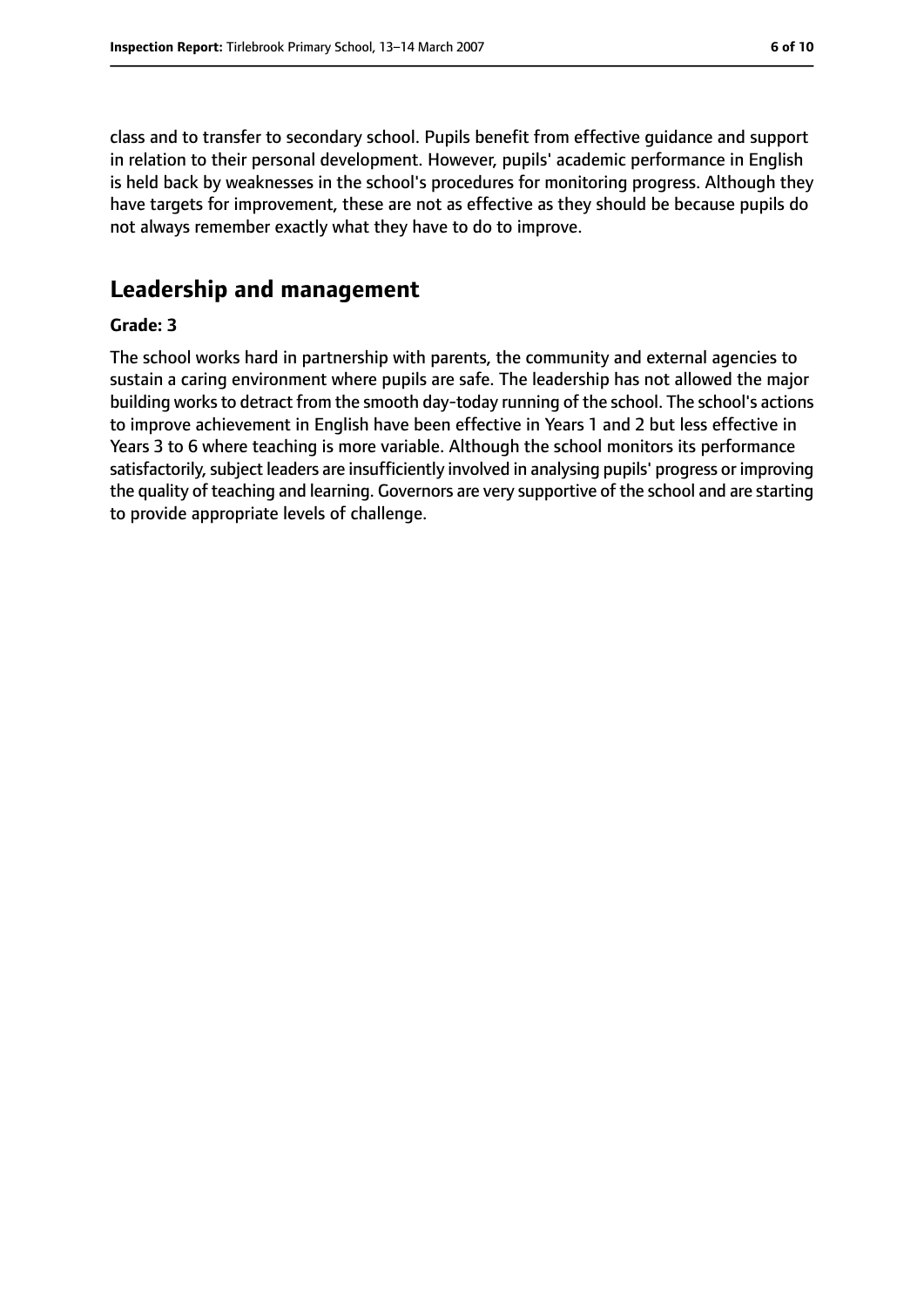class and to transfer to secondary school. Pupils benefit from effective guidance and support in relation to their personal development. However, pupils' academic performance in English is held back by weaknesses in the school's procedures for monitoring progress. Although they have targets for improvement, these are not as effective as they should be because pupils do not always remember exactly what they have to do to improve.

## Leadership and management

**Grade: 3**

The school works hard in partnership with parents, the community and external agencies to sustain a caring environment where pupils are safe. The leadership has not allowed the major building works to detract from the smooth day-today running of the school. The school's actions to improve achievement in English have been effective in Years 1 and 2 but less effective in Years 3 to 6 where teaching is more variable. Although the school monitors its performance satisfactorily, subject leaders are insufficiently involved in analysing pupils' progress or improving the quality of teaching and learning. Governors are very supportive of the school and are starting to provide appropriate levels of challenge.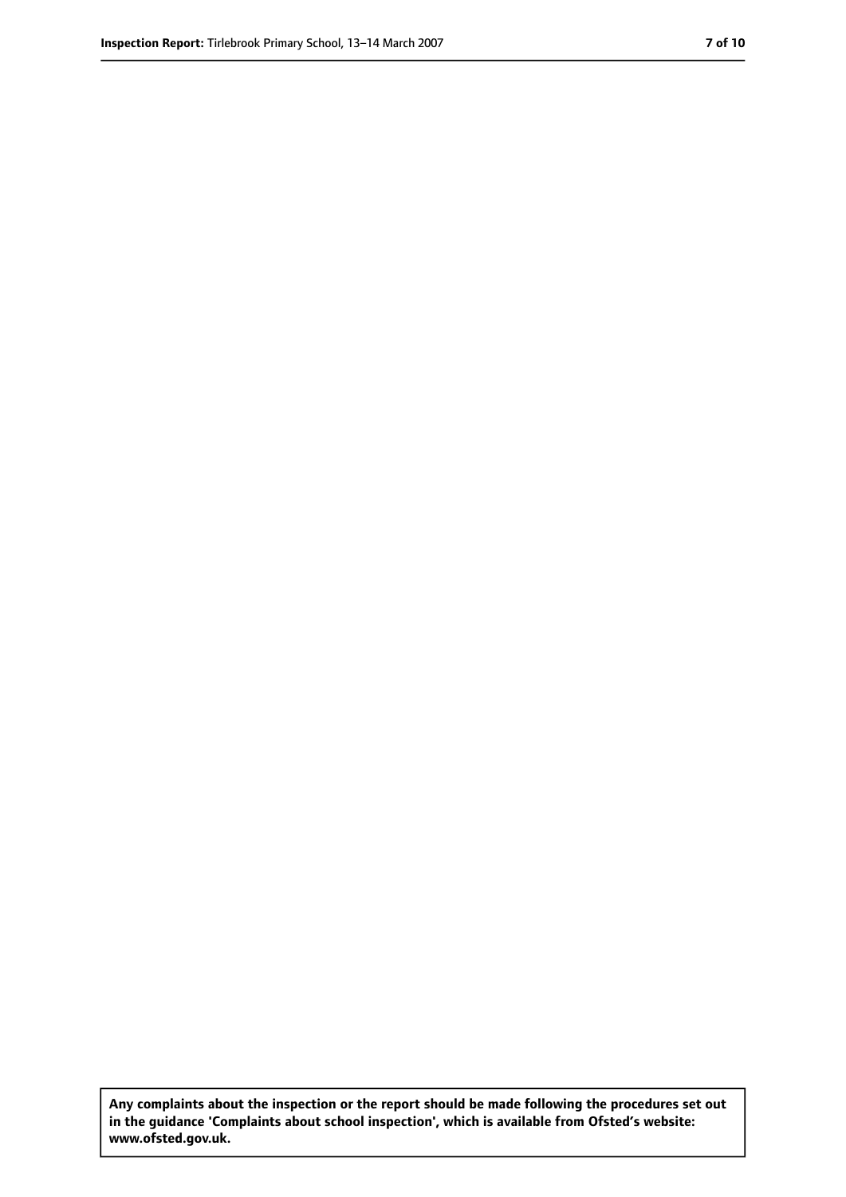**Any complaints about the inspection or the report should be made following the procedures set out in the guidance 'Complaints about school inspection', which is available from Ofsted's website: www.ofsted.gov.uk.**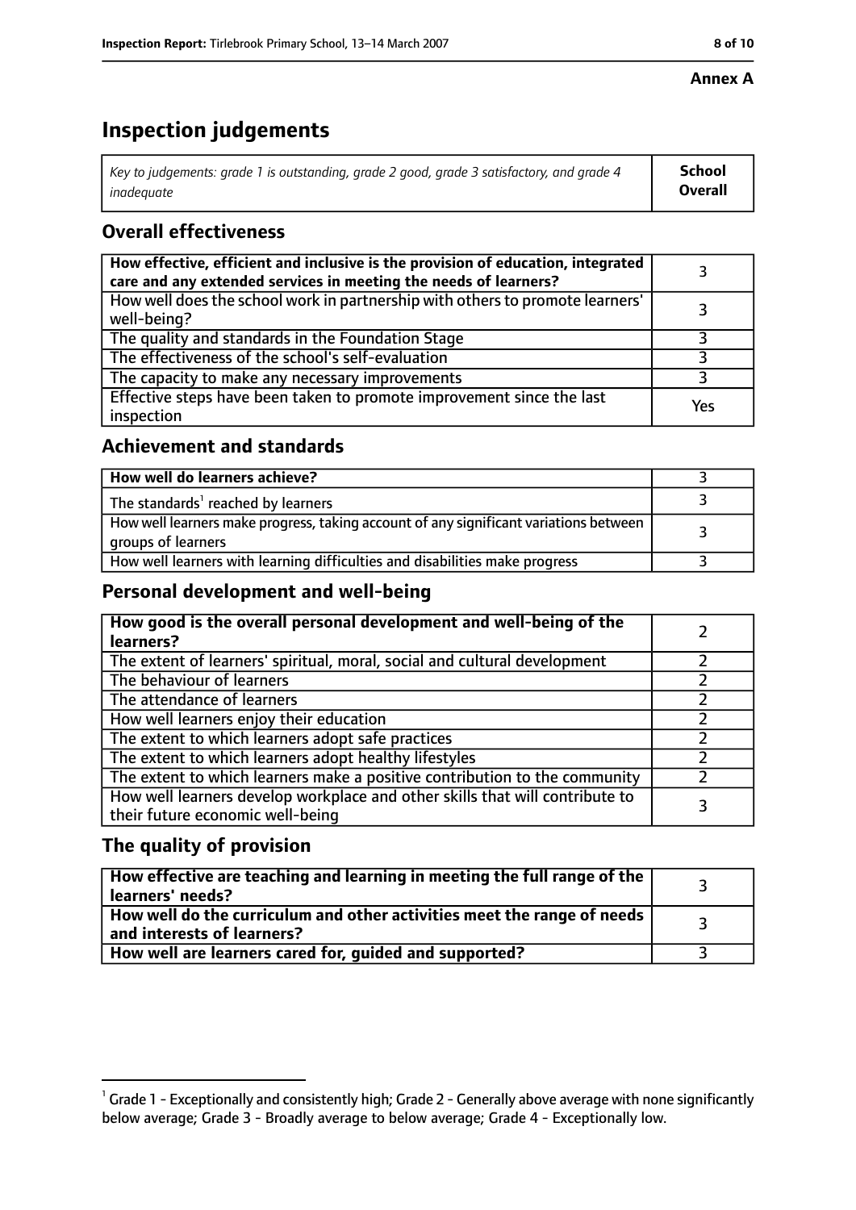**Annex A**

# Inspection judgements

| *Key to judgements: grade 1 is outstanding, grade 2 good, grade 3 satisfactory, and grade 4 inadequate* | **School Overall** |
|---|---|

## Overall effectiveness

| | |
|---|---|
| **How effective, efficient and inclusive is the provision of education, integrated care and any extended services in meeting the needs of learners?** | 3 |
| How well does the school work in partnership with others to promote learners' well-being? | 3 |
| The quality and standards in the Foundation Stage | 3 |
| The effectiveness of the school's self-evaluation | 3 |
| The capacity to make any necessary improvements | 3 |
| Effective steps have been taken to promote improvement since the last inspection | Yes |

## Achievement and standards

| | |
|---|---|
| **How well do learners achieve?** | 3 |
| The standards[1] reached by learners | 3 |
| How well learners make progress, taking account of any significant variations between groups of learners | 3 |
| How well learners with learning difficulties and disabilities make progress | 3 |

## Personal development and well-being

| | |
|---|---|
| **How good is the overall personal development and well-being of the learners?** | 2 |
| The extent of learners' spiritual, moral, social and cultural development | 2 |
| The behaviour of learners | 2 |
| The attendance of learners | 2 |
| How well learners enjoy their education | 2 |
| The extent to which learners adopt safe practices | 2 |
| The extent to which learners adopt healthy lifestyles | 2 |
| The extent to which learners make a positive contribution to the community | 2 |
| How well learners develop workplace and other skills that will contribute to their future economic well-being | 3 |

## The quality of provision

| | |
|---|---|
| **How effective are teaching and learning in meeting the full range of the learners' needs?** | 3 |
| **How well do the curriculum and other activities meet the range of needs and interests of learners?** | 3 |
| **How well are learners cared for, guided and supported?** | 3 |

[1] Grade 1 - Exceptionally and consistently high; Grade 2 - Generally above average with none significantly below average; Grade 3 - Broadly average to below average; Grade 4 - Exceptionally low.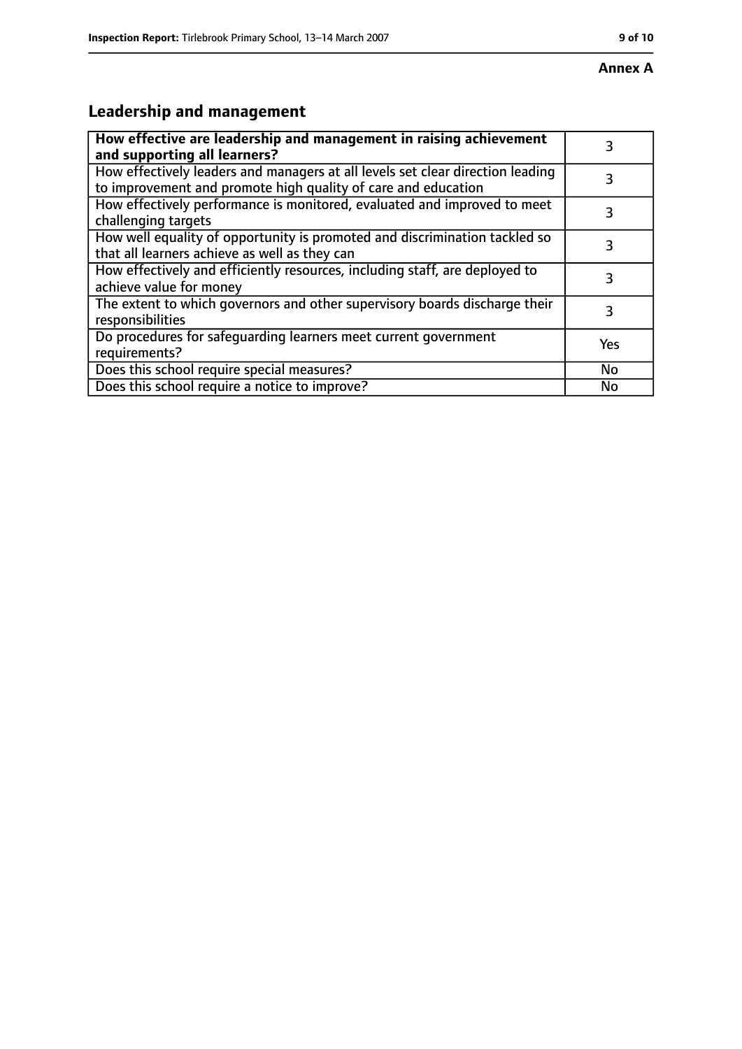**Annex A**

## Leadership and management

| | |
|---|---|
| **How effective are leadership and management in raising achievement and supporting all learners?** | 3 |
| How effectively leaders and managers at all levels set clear direction leading to improvement and promote high quality of care and education | 3 |
| How effectively performance is monitored, evaluated and improved to meet challenging targets | 3 |
| How well equality of opportunity is promoted and discrimination tackled so that all learners achieve as well as they can | 3 |
| How effectively and efficiently resources, including staff, are deployed to achieve value for money | 3 |
| The extent to which governors and other supervisory boards discharge their responsibilities | 3 |
| Do procedures for safeguarding learners meet current government requirements? | Yes |
| Does this school require special measures? | No |
| Does this school require a notice to improve? | No |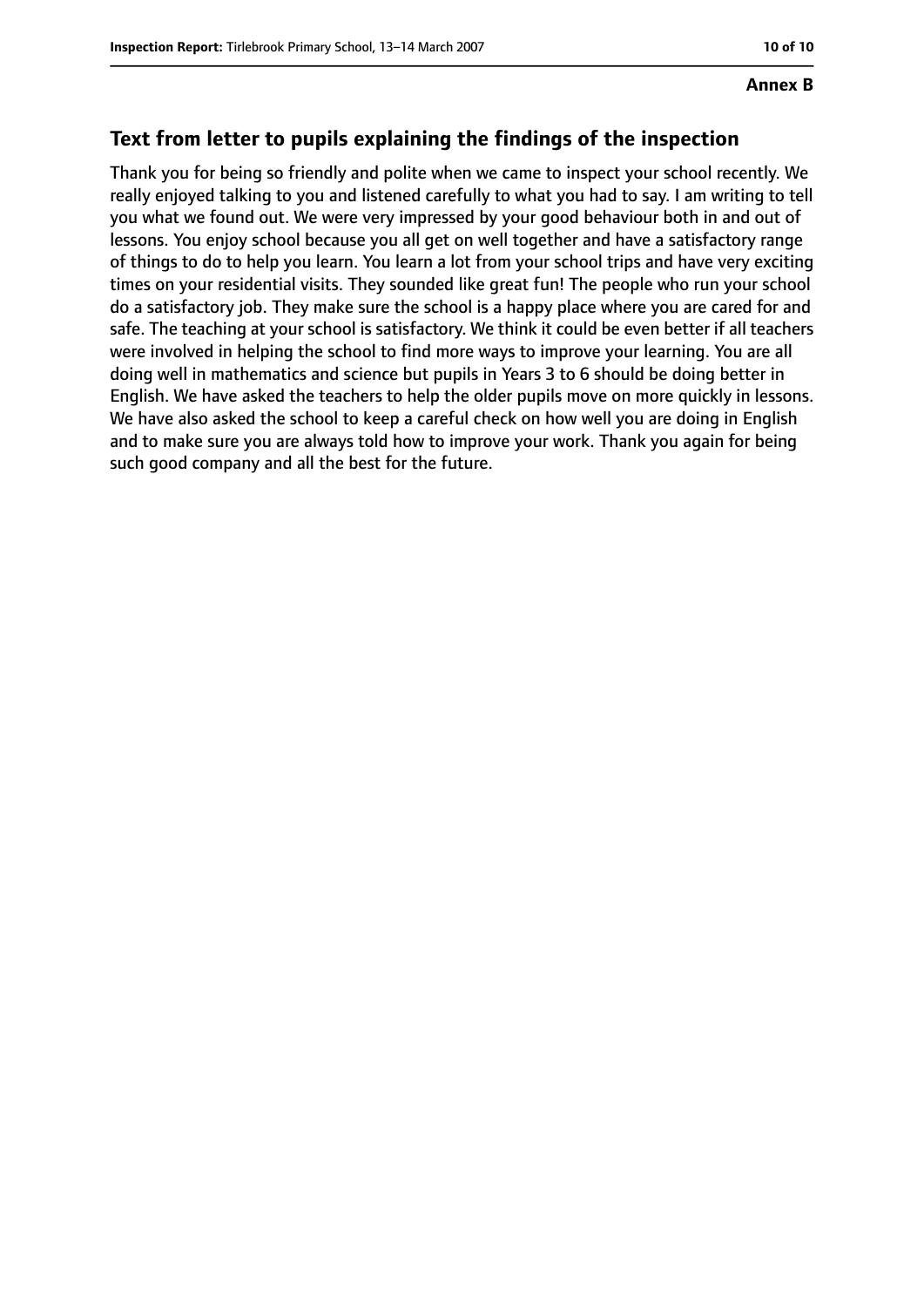**Annex B**

## Text from letter to pupils explaining the findings of the inspection

Thank you for being so friendly and polite when we came to inspect your school recently. We really enjoyed talking to you and listened carefully to what you had to say. I am writing to tell you what we found out. We were very impressed by your good behaviour both in and out of lessons. You enjoy school because you all get on well together and have a satisfactory range of things to do to help you learn. You learn a lot from your school trips and have very exciting times on your residential visits. They sounded like great fun! The people who run your school do a satisfactory job. They make sure the school is a happy place where you are cared for and safe. The teaching at your school is satisfactory. We think it could be even better if all teachers were involved in helping the school to find more ways to improve your learning. You are all doing well in mathematics and science but pupils in Years 3 to 6 should be doing better in English. We have asked the teachers to help the older pupils move on more quickly in lessons. We have also asked the school to keep a careful check on how well you are doing in English and to make sure you are always told how to improve your work. Thank you again for being such good company and all the best for the future.